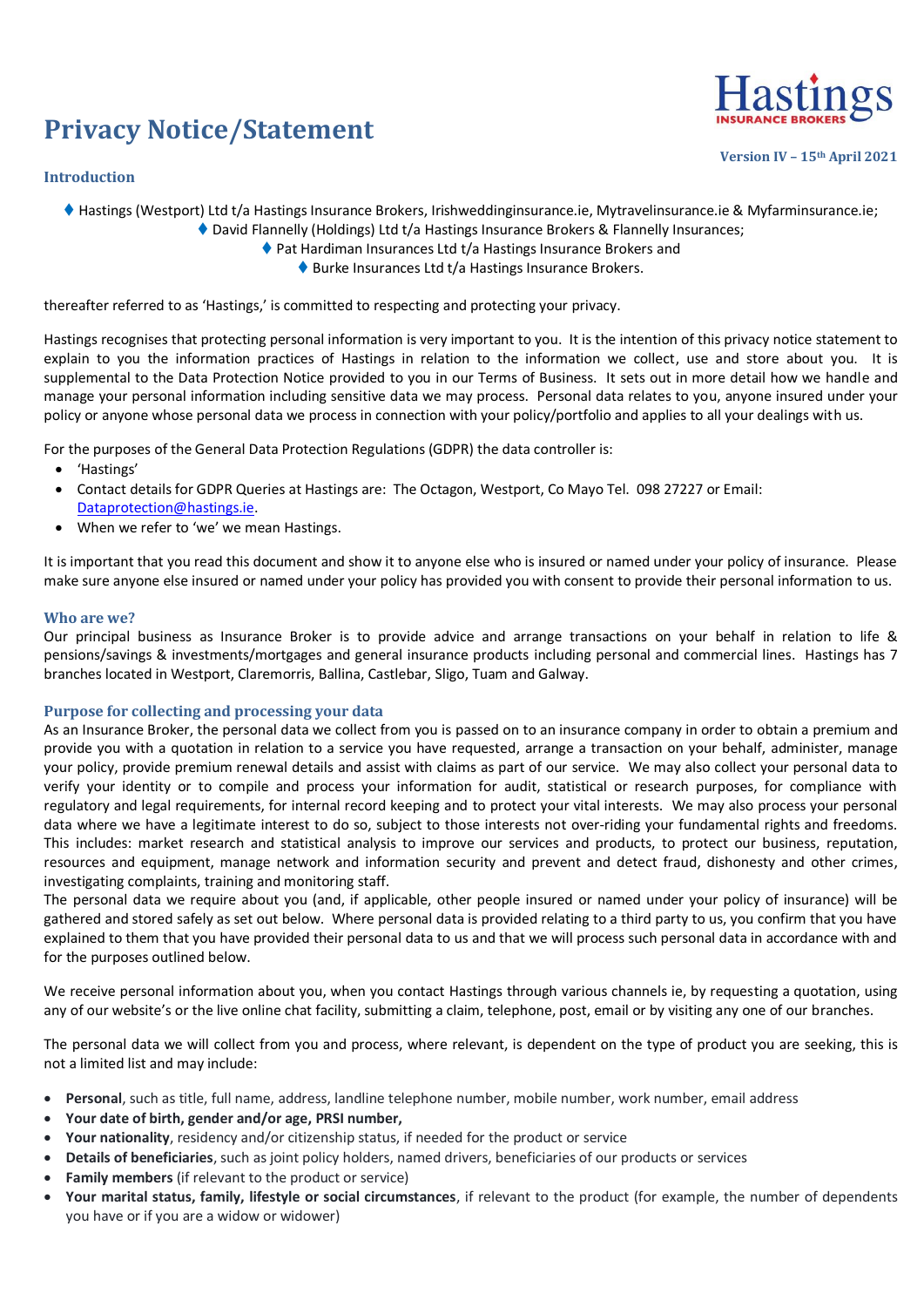# Privacy Notice/Statement

Hastings INSURANCE BROKERS

**Version IV – 15th April 2021**

## Introduction

- Hastings (Westport) Ltd t/a Hastings Insurance Brokers, Irishweddinginsurance.ie, Mytravelinsurance.ie & Myfarminsurance.ie;
- David Flannelly (Holdings) Ltd t/a Hastings Insurance Brokers & Flannelly Insurances;
- Pat Hardiman Insurances Ltd t/a Hastings Insurance Brokers and
- Burke Insurances Ltd t/a Hastings Insurance Brokers.

thereafter referred to as 'Hastings,' is committed to respecting and protecting your privacy.

Hastings recognises that protecting personal information is very important to you. It is the intention of this privacy notice statement to explain to you the information practices of Hastings in relation to the information we collect, use and store about you. It is supplemental to the Data Protection Notice provided to you in our Terms of Business. It sets out in more detail how we handle and manage your personal information including sensitive data we may process. Personal data relates to you, anyone insured under your policy or anyone whose personal data we process in connection with your policy/portfolio and applies to all your dealings with us.

For the purposes of the General Data Protection Regulations (GDPR) the data controller is:

- 'Hastings'
- Contact details for GDPR Queries at Hastings are: The Octagon, Westport, Co Mayo Tel. 098 27227 or Email: Dataprotection@hastings.ie.
- When we refer to 'we' we mean Hastings.

It is important that you read this document and show it to anyone else who is insured or named under your policy of insurance. Please make sure anyone else insured or named under your policy has provided you with consent to provide their personal information to us.

## Who are we?

Our principal business as Insurance Broker is to provide advice and arrange transactions on your behalf in relation to life & pensions/savings & investments/mortgages and general insurance products including personal and commercial lines. Hastings has 7 branches located in Westport, Claremorris, Ballina, Castlebar, Sligo, Tuam and Galway.

## Purpose for collecting and processing your data

As an Insurance Broker, the personal data we collect from you is passed on to an insurance company in order to obtain a premium and provide you with a quotation in relation to a service you have requested, arrange a transaction on your behalf, administer, manage your policy, provide premium renewal details and assist with claims as part of our service. We may also collect your personal data to verify your identity or to compile and process your information for audit, statistical or research purposes, for compliance with regulatory and legal requirements, for internal record keeping and to protect your vital interests. We may also process your personal data where we have a legitimate interest to do so, subject to those interests not over-riding your fundamental rights and freedoms. This includes: market research and statistical analysis to improve our services and products, to protect our business, reputation, resources and equipment, manage network and information security and prevent and detect fraud, dishonesty and other crimes, investigating complaints, training and monitoring staff.

The personal data we require about you (and, if applicable, other people insured or named under your policy of insurance) will be gathered and stored safely as set out below. Where personal data is provided relating to a third party to us, you confirm that you have explained to them that you have provided their personal data to us and that we will process such personal data in accordance with and for the purposes outlined below.

We receive personal information about you, when you contact Hastings through various channels ie, by requesting a quotation, using any of our website's or the live online chat facility, submitting a claim, telephone, post, email or by visiting any one of our branches.

The personal data we will collect from you and process, where relevant, is dependent on the type of product you are seeking, this is not a limited list and may include:

- **Personal**, such as title, full name, address, landline telephone number, mobile number, work number, email address
- **Your date of birth, gender and/or age, PRSI number,**
- **Your nationality**, residency and/or citizenship status, if needed for the product or service
- **Details of beneficiaries**, such as joint policy holders, named drivers, beneficiaries of our products or services
- **Family members** (if relevant to the product or service)
- **Your marital status, family, lifestyle or social circumstances**, if relevant to the product (for example, the number of dependents you have or if you are a widow or widower)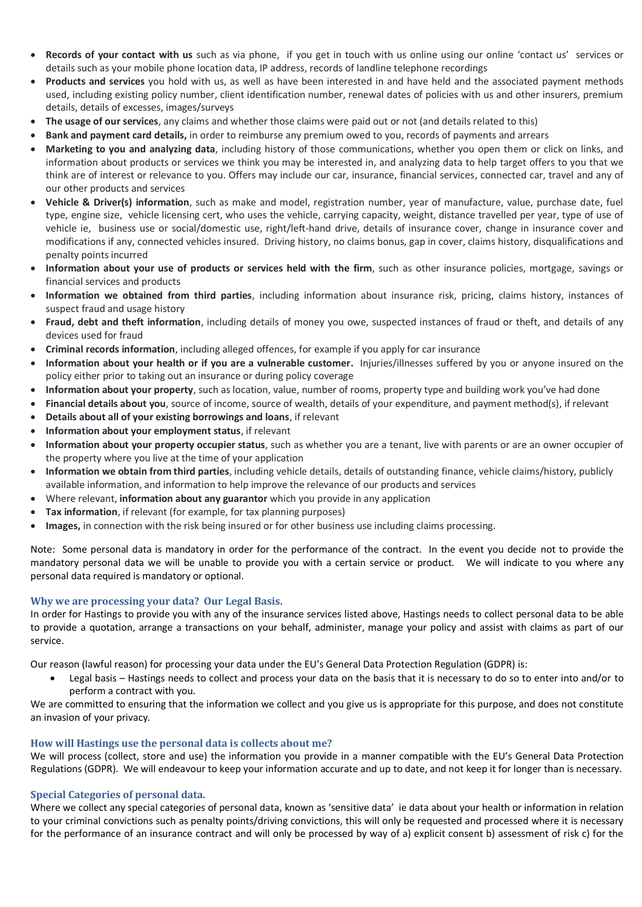- **Records of your contact with us** such as via phone, if you get in touch with us online using our online 'contact us' services or details such as your mobile phone location data, IP address, records of landline telephone recordings
- **Products and services** you hold with us, as well as have been interested in and have held and the associated payment methods used, including existing policy number, client identification number, renewal dates of policies with us and other insurers, premium details, details of excesses, images/surveys
- **The usage of our services**, any claims and whether those claims were paid out or not (and details related to this)
- **Bank and payment card details,** in order to reimburse any premium owed to you, records of payments and arrears
- **Marketing to you and analyzing data**, including history of those communications, whether you open them or click on links, and information about products or services we think you may be interested in, and analyzing data to help target offers to you that we think are of interest or relevance to you. Offers may include our car, insurance, financial services, connected car, travel and any of our other products and services
- **Vehicle & Driver(s) information**, such as make and model, registration number, year of manufacture, value, purchase date, fuel type, engine size, vehicle licensing cert, who uses the vehicle, carrying capacity, weight, distance travelled per year, type of use of vehicle ie, business use or social/domestic use, right/left-hand drive, details of insurance cover, change in insurance cover and modifications if any, connected vehicles insured. Driving history, no claims bonus, gap in cover, claims history, disqualifications and penalty points incurred
- **Information about your use of products or services held with the firm**, such as other insurance policies, mortgage, savings or financial services and products
- **Information we obtained from third parties**, including information about insurance risk, pricing, claims history, instances of suspect fraud and usage history
- **Fraud, debt and theft information**, including details of money you owe, suspected instances of fraud or theft, and details of any devices used for fraud
- **Criminal records information**, including alleged offences, for example if you apply for car insurance
- **Information about your health or if you are a vulnerable customer.** Injuries/illnesses suffered by you or anyone insured on the policy either prior to taking out an insurance or during policy coverage
- **Information about your property**, such as location, value, number of rooms, property type and building work you've had done
- **Financial details about you**, source of income, source of wealth, details of your expenditure, and payment method(s), if relevant
- **Details about all of your existing borrowings and loans**, if relevant
- **Information about your employment status**, if relevant
- **Information about your property occupier status**, such as whether you are a tenant, live with parents or are an owner occupier of the property where you live at the time of your application
- **Information we obtain from third parties**, including vehicle details, details of outstanding finance, vehicle claims/history, publicly available information, and information to help improve the relevance of our products and services
- Where relevant, **information about any guarantor** which you provide in any application
- **Tax information**, if relevant (for example, for tax planning purposes)
- **Images,** in connection with the risk being insured or for other business use including claims processing.

Note: Some personal data is mandatory in order for the performance of the contract. In the event you decide not to provide the mandatory personal data we will be unable to provide you with a certain service or product. We will indicate to you where any personal data required is mandatory or optional.

### Why we are processing your data? Our Legal Basis.

In order for Hastings to provide you with any of the insurance services listed above, Hastings needs to collect personal data to be able to provide a quotation, arrange a transactions on your behalf, administer, manage your policy and assist with claims as part of our service.

Our reason (lawful reason) for processing your data under the EU's General Data Protection Regulation (GDPR) is:

- Legal basis – Hastings needs to collect and process your data on the basis that it is necessary to do so to enter into and/or to perform a contract with you.

We are committed to ensuring that the information we collect and you give us is appropriate for this purpose, and does not constitute an invasion of your privacy.

### How will Hastings use the personal data is collects about me?

We will process (collect, store and use) the information you provide in a manner compatible with the EU's General Data Protection Regulations (GDPR). We will endeavour to keep your information accurate and up to date, and not keep it for longer than is necessary.

### Special Categories of personal data.

Where we collect any special categories of personal data, known as 'sensitive data' ie data about your health or information in relation to your criminal convictions such as penalty points/driving convictions, this will only be requested and processed where it is necessary for the performance of an insurance contract and will only be processed by way of a) explicit consent b) assessment of risk c) for the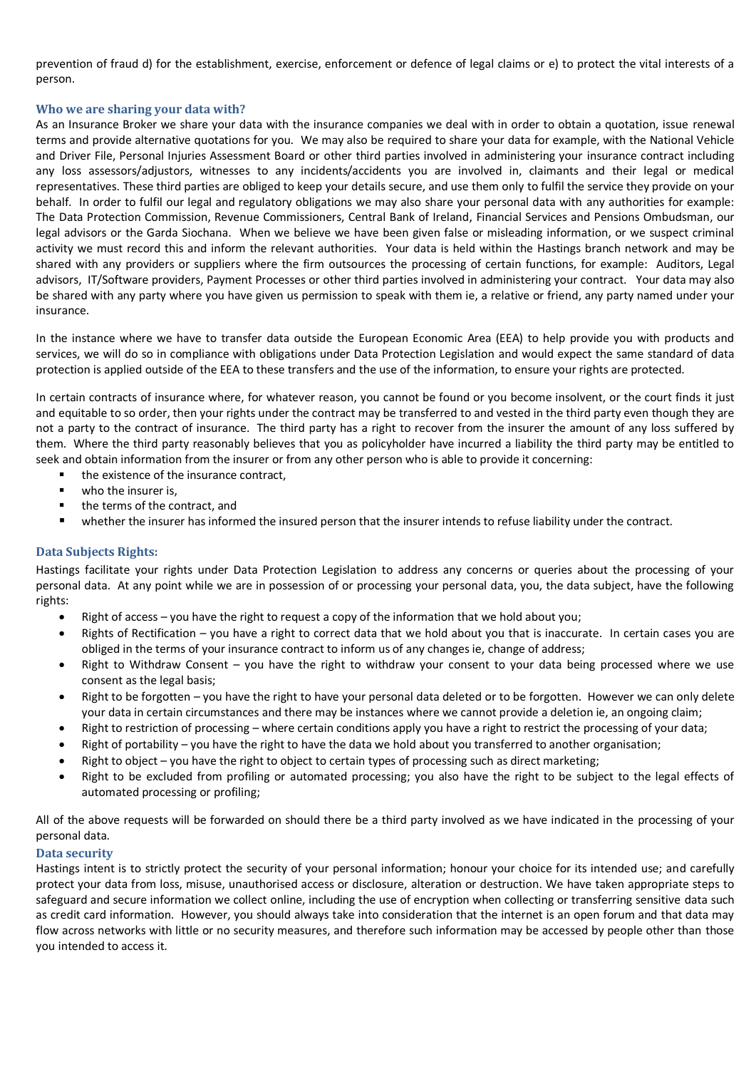prevention of fraud d) for the establishment, exercise, enforcement or defence of legal claims or e) to protect the vital interests of a person.

### Who we are sharing your data with?

As an Insurance Broker we share your data with the insurance companies we deal with in order to obtain a quotation, issue renewal terms and provide alternative quotations for you. We may also be required to share your data for example, with the National Vehicle and Driver File, Personal Injuries Assessment Board or other third parties involved in administering your insurance contract including any loss assessors/adjustors, witnesses to any incidents/accidents you are involved in, claimants and their legal or medical representatives. These third parties are obliged to keep your details secure, and use them only to fulfil the service they provide on your behalf. In order to fulfil our legal and regulatory obligations we may also share your personal data with any authorities for example: The Data Protection Commission, Revenue Commissioners, Central Bank of Ireland, Financial Services and Pensions Ombudsman, our legal advisors or the Garda Siochana. When we believe we have been given false or misleading information, or we suspect criminal activity we must record this and inform the relevant authorities. Your data is held within the Hastings branch network and may be shared with any providers or suppliers where the firm outsources the processing of certain functions, for example: Auditors, Legal advisors, IT/Software providers, Payment Processes or other third parties involved in administering your contract. Your data may also be shared with any party where you have given us permission to speak with them ie, a relative or friend, any party named under your insurance.

In the instance where we have to transfer data outside the European Economic Area (EEA) to help provide you with products and services, we will do so in compliance with obligations under Data Protection Legislation and would expect the same standard of data protection is applied outside of the EEA to these transfers and the use of the information, to ensure your rights are protected.

In certain contracts of insurance where, for whatever reason, you cannot be found or you become insolvent, or the court finds it just and equitable to so order, then your rights under the contract may be transferred to and vested in the third party even though they are not a party to the contract of insurance. The third party has a right to recover from the insurer the amount of any loss suffered by them. Where the third party reasonably believes that you as policyholder have incurred a liability the third party may be entitled to seek and obtain information from the insurer or from any other person who is able to provide it concerning:

- the existence of the insurance contract,
- who the insurer is,
- the terms of the contract, and
- whether the insurer has informed the insured person that the insurer intends to refuse liability under the contract.

### Data Subjects Rights:

Hastings facilitate your rights under Data Protection Legislation to address any concerns or queries about the processing of your personal data. At any point while we are in possession of or processing your personal data, you, the data subject, have the following rights:

- Right of access – you have the right to request a copy of the information that we hold about you;
- Rights of Rectification – you have a right to correct data that we hold about you that is inaccurate. In certain cases you are obliged in the terms of your insurance contract to inform us of any changes ie, change of address;
- Right to Withdraw Consent – you have the right to withdraw your consent to your data being processed where we use consent as the legal basis;
- Right to be forgotten – you have the right to have your personal data deleted or to be forgotten. However we can only delete your data in certain circumstances and there may be instances where we cannot provide a deletion ie, an ongoing claim;
- Right to restriction of processing – where certain conditions apply you have a right to restrict the processing of your data;
- Right of portability – you have the right to have the data we hold about you transferred to another organisation;
- Right to object – you have the right to object to certain types of processing such as direct marketing;
- Right to be excluded from profiling or automated processing; you also have the right to be subject to the legal effects of automated processing or profiling;

All of the above requests will be forwarded on should there be a third party involved as we have indicated in the processing of your personal data.

### Data security

Hastings intent is to strictly protect the security of your personal information; honour your choice for its intended use; and carefully protect your data from loss, misuse, unauthorised access or disclosure, alteration or destruction. We have taken appropriate steps to safeguard and secure information we collect online, including the use of encryption when collecting or transferring sensitive data such as credit card information. However, you should always take into consideration that the internet is an open forum and that data may flow across networks with little or no security measures, and therefore such information may be accessed by people other than those you intended to access it.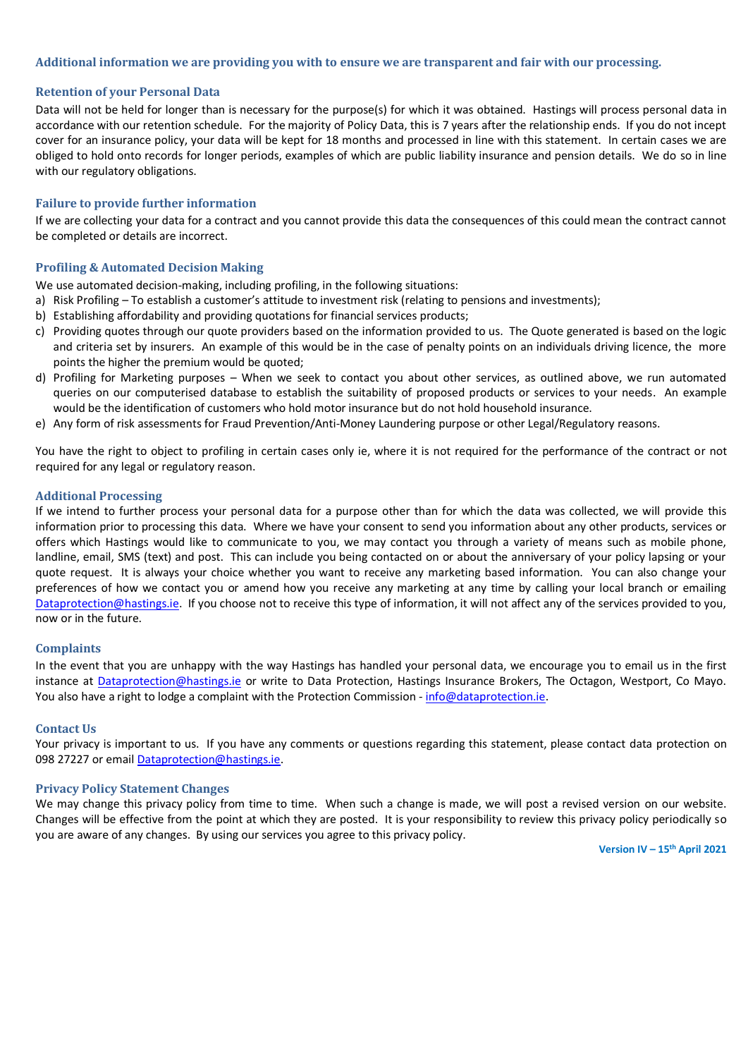### Additional information we are providing you with to ensure we are transparent and fair with our processing.

### Retention of your Personal Data

Data will not be held for longer than is necessary for the purpose(s) for which it was obtained. Hastings will process personal data in accordance with our retention schedule. For the majority of Policy Data, this is 7 years after the relationship ends. If you do not incept cover for an insurance policy, your data will be kept for 18 months and processed in line with this statement. In certain cases we are obliged to hold onto records for longer periods, examples of which are public liability insurance and pension details. We do so in line with our regulatory obligations.

### Failure to provide further information

If we are collecting your data for a contract and you cannot provide this data the consequences of this could mean the contract cannot be completed or details are incorrect.

### Profiling & Automated Decision Making

We use automated decision-making, including profiling, in the following situations:

a) Risk Profiling – To establish a customer's attitude to investment risk (relating to pensions and investments);
b) Establishing affordability and providing quotations for financial services products;
c) Providing quotes through our quote providers based on the information provided to us. The Quote generated is based on the logic and criteria set by insurers. An example of this would be in the case of penalty points on an individuals driving licence, the more points the higher the premium would be quoted;
d) Profiling for Marketing purposes – When we seek to contact you about other services, as outlined above, we run automated queries on our computerised database to establish the suitability of proposed products or services to your needs. An example would be the identification of customers who hold motor insurance but do not hold household insurance.
e) Any form of risk assessments for Fraud Prevention/Anti-Money Laundering purpose or other Legal/Regulatory reasons.

You have the right to object to profiling in certain cases only ie, where it is not required for the performance of the contract or not required for any legal or regulatory reason.

### Additional Processing

If we intend to further process your personal data for a purpose other than for which the data was collected, we will provide this information prior to processing this data. Where we have your consent to send you information about any other products, services or offers which Hastings would like to communicate to you, we may contact you through a variety of means such as mobile phone, landline, email, SMS (text) and post. This can include you being contacted on or about the anniversary of your policy lapsing or your quote request. It is always your choice whether you want to receive any marketing based information. You can also change your preferences of how we contact you or amend how you receive any marketing at any time by calling your local branch or emailing Dataprotection@hastings.ie. If you choose not to receive this type of information, it will not affect any of the services provided to you, now or in the future.

### Complaints

In the event that you are unhappy with the way Hastings has handled your personal data, we encourage you to email us in the first instance at Dataprotection@hastings.ie or write to Data Protection, Hastings Insurance Brokers, The Octagon, Westport, Co Mayo. You also have a right to lodge a complaint with the Protection Commission - info@dataprotection.ie.

### Contact Us

Your privacy is important to us. If you have any comments or questions regarding this statement, please contact data protection on 098 27227 or email Dataprotection@hastings.ie.

### Privacy Policy Statement Changes

We may change this privacy policy from time to time. When such a change is made, we will post a revised version on our website. Changes will be effective from the point at which they are posted. It is your responsibility to review this privacy policy periodically so you are aware of any changes. By using our services you agree to this privacy policy.

**Version IV – 15th April 2021**